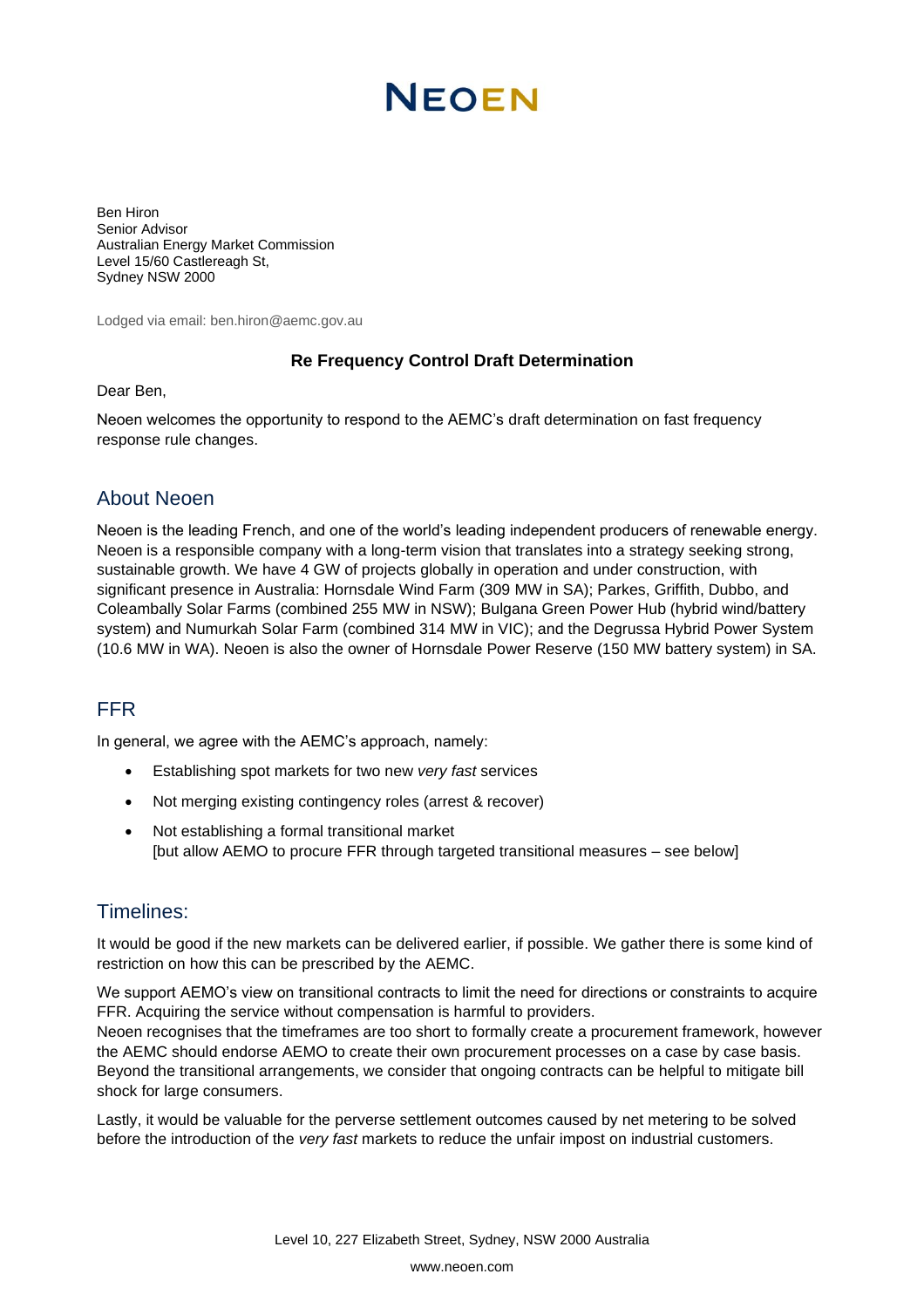# NEOEN

Ben Hiron
Senior Advisor
Australian Energy Market Commission
Level 15/60 Castlereagh St,
Sydney NSW 2000

Lodged via email: ben.hiron@aemc.gov.au

**Re Frequency Control Draft Determination**

Dear Ben,

Neoen welcomes the opportunity to respond to the AEMC's draft determination on fast frequency response rule changes.

## About Neoen

Neoen is the leading French, and one of the world's leading independent producers of renewable energy. Neoen is a responsible company with a long-term vision that translates into a strategy seeking strong, sustainable growth. We have 4 GW of projects globally in operation and under construction, with significant presence in Australia: Hornsdale Wind Farm (309 MW in SA); Parkes, Griffith, Dubbo, and Coleambally Solar Farms (combined 255 MW in NSW); Bulgana Green Power Hub (hybrid wind/battery system) and Numurkah Solar Farm (combined 314 MW in VIC); and the Degrussa Hybrid Power System (10.6 MW in WA). Neoen is also the owner of Hornsdale Power Reserve (150 MW battery system) in SA.

## FFR

In general, we agree with the AEMC's approach, namely:

- Establishing spot markets for two new *very fast* services
- Not merging existing contingency roles (arrest & recover)
- Not establishing a formal transitional market
  [but allow AEMO to procure FFR through targeted transitional measures – see below]

## Timelines:

It would be good if the new markets can be delivered earlier, if possible. We gather there is some kind of restriction on how this can be prescribed by the AEMC.

We support AEMO's view on transitional contracts to limit the need for directions or constraints to acquire FFR. Acquiring the service without compensation is harmful to providers.
Neoen recognises that the timeframes are too short to formally create a procurement framework, however the AEMC should endorse AEMO to create their own procurement processes on a case by case basis. Beyond the transitional arrangements, we consider that ongoing contracts can be helpful to mitigate bill shock for large consumers.

Lastly, it would be valuable for the perverse settlement outcomes caused by net metering to be solved before the introduction of the *very fast* markets to reduce the unfair impost on industrial customers.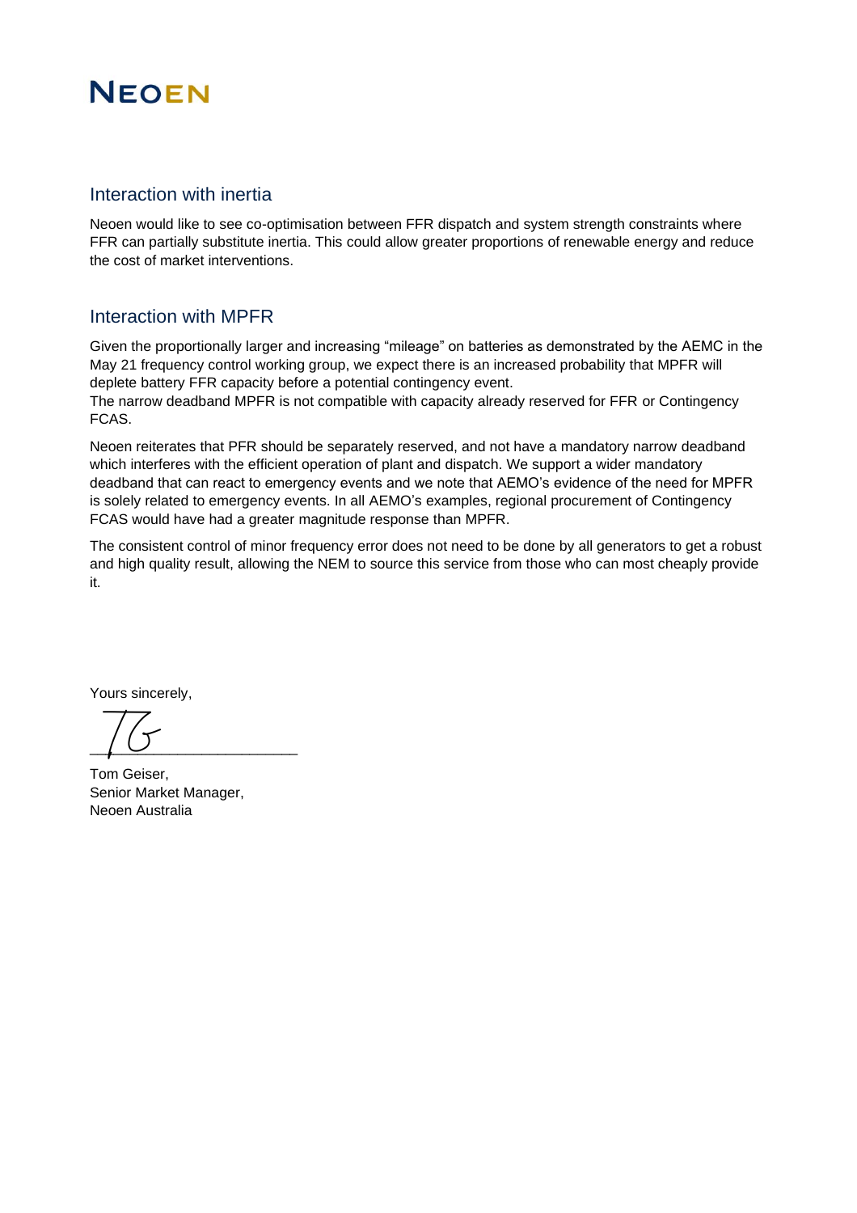## Interaction with inertia

Neoen would like to see co-optimisation between FFR dispatch and system strength constraints where FFR can partially substitute inertia. This could allow greater proportions of renewable energy and reduce the cost of market interventions.

## Interaction with MPFR

Given the proportionally larger and increasing "mileage" on batteries as demonstrated by the AEMC in the May 21 frequency control working group, we expect there is an increased probability that MPFR will deplete battery FFR capacity before a potential contingency event.
The narrow deadband MPFR is not compatible with capacity already reserved for FFR or Contingency FCAS.

Neoen reiterates that PFR should be separately reserved, and not have a mandatory narrow deadband which interferes with the efficient operation of plant and dispatch. We support a wider mandatory deadband that can react to emergency events and we note that AEMO's evidence of the need for MPFR is solely related to emergency events. In all AEMO's examples, regional procurement of Contingency FCAS would have had a greater magnitude response than MPFR.

The consistent control of minor frequency error does not need to be done by all generators to get a robust and high quality result, allowing the NEM to source this service from those who can most cheaply provide it.

Yours sincerely,

Tom Geiser,
Senior Market Manager,
Neoen Australia